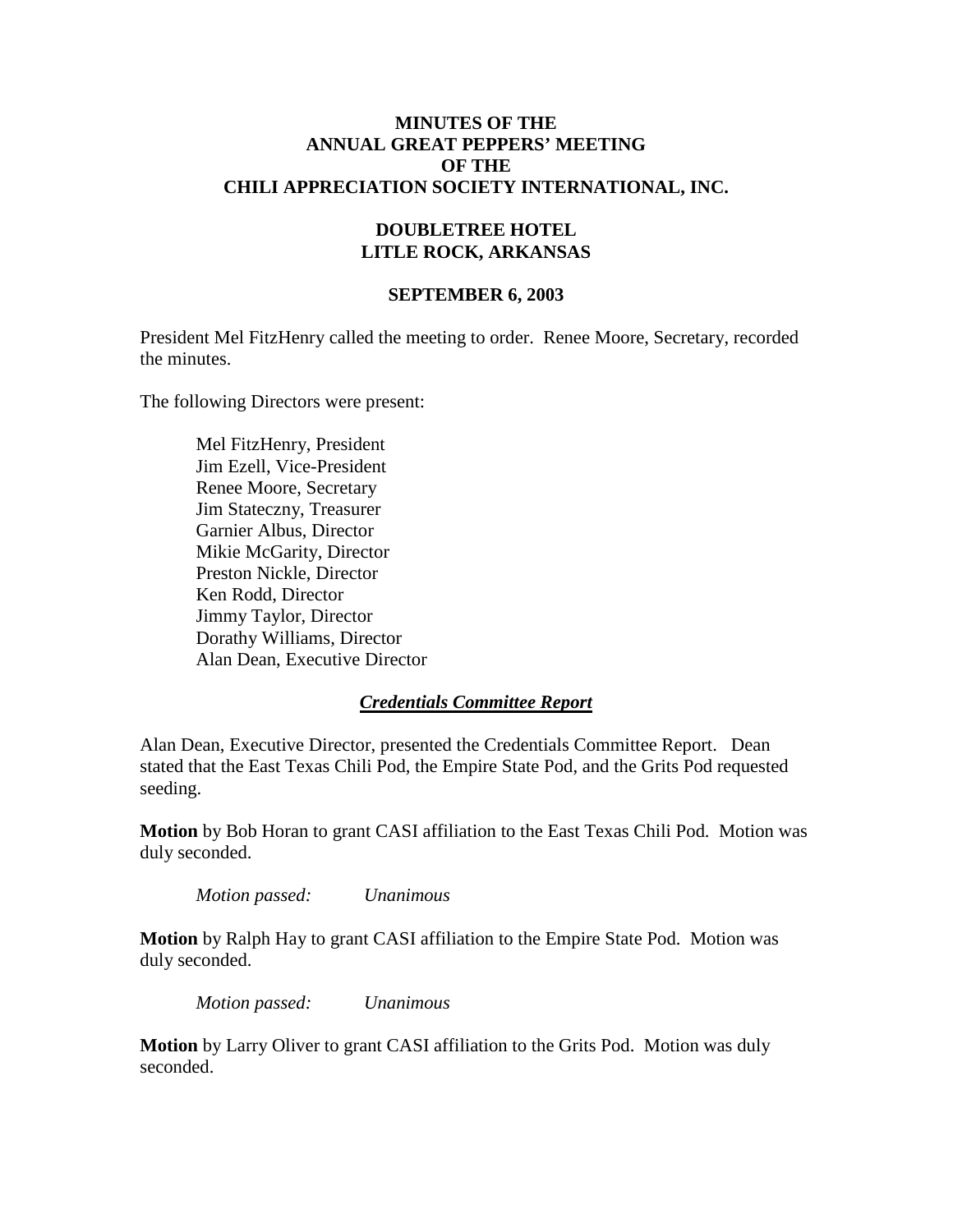# MINUTES OF THE ANNUAL GREAT PEPPERS' MEETING OF THE CHILI APPRECIATION SOCIETY INTERNATIONAL, INC.

## DOUBLETREE HOTEL LITLE ROCK, ARKANSAS

### SEPTEMBER 6, 2003

President Mel FitzHenry called the meeting to order. Renee Moore, Secretary, recorded the minutes.

The following Directors were present:

Mel FitzHenry, President
Jim Ezell, Vice-President
Renee Moore, Secretary
Jim Stateczny, Treasurer
Garnier Albus, Director
Mikie McGarity, Director
Preston Nickle, Director
Ken Rodd, Director
Jimmy Taylor, Director
Dorathy Williams, Director
Alan Dean, Executive Director

## ***Credentials Committee Report***

Alan Dean, Executive Director, presented the Credentials Committee Report. Dean stated that the East Texas Chili Pod, the Empire State Pod, and the Grits Pod requested seeding.

**Motion** by Bob Horan to grant CASI affiliation to the East Texas Chili Pod. Motion was duly seconded.

*Motion passed: Unanimous*

**Motion** by Ralph Hay to grant CASI affiliation to the Empire State Pod. Motion was duly seconded.

*Motion passed: Unanimous*

**Motion** by Larry Oliver to grant CASI affiliation to the Grits Pod. Motion was duly seconded.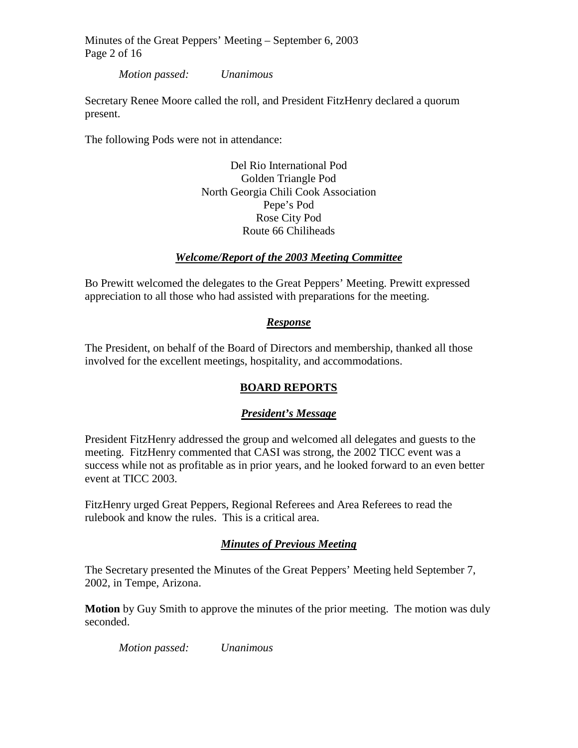*Motion passed:* *Unanimous*

Secretary Renee Moore called the roll, and President FitzHenry declared a quorum present.

The following Pods were not in attendance:

Del Rio International Pod
Golden Triangle Pod
North Georgia Chili Cook Association
Pepe's Pod
Rose City Pod
Route 66 Chiliheads

### ***Welcome/Report of the 2003 Meeting Committee***

Bo Prewitt welcomed the delegates to the Great Peppers' Meeting. Prewitt expressed appreciation to all those who had assisted with preparations for the meeting.

### ***Response***

The President, on behalf of the Board of Directors and membership, thanked all those involved for the excellent meetings, hospitality, and accommodations.

## **BOARD REPORTS**

### ***President's Message***

President FitzHenry addressed the group and welcomed all delegates and guests to the meeting. FitzHenry commented that CASI was strong, the 2002 TICC event was a success while not as profitable as in prior years, and he looked forward to an even better event at TICC 2003.

FitzHenry urged Great Peppers, Regional Referees and Area Referees to read the rulebook and know the rules. This is a critical area.

### ***Minutes of Previous Meeting***

The Secretary presented the Minutes of the Great Peppers' Meeting held September 7, 2002, in Tempe, Arizona.

**Motion** by Guy Smith to approve the minutes of the prior meeting. The motion was duly seconded.

*Motion passed:* *Unanimous*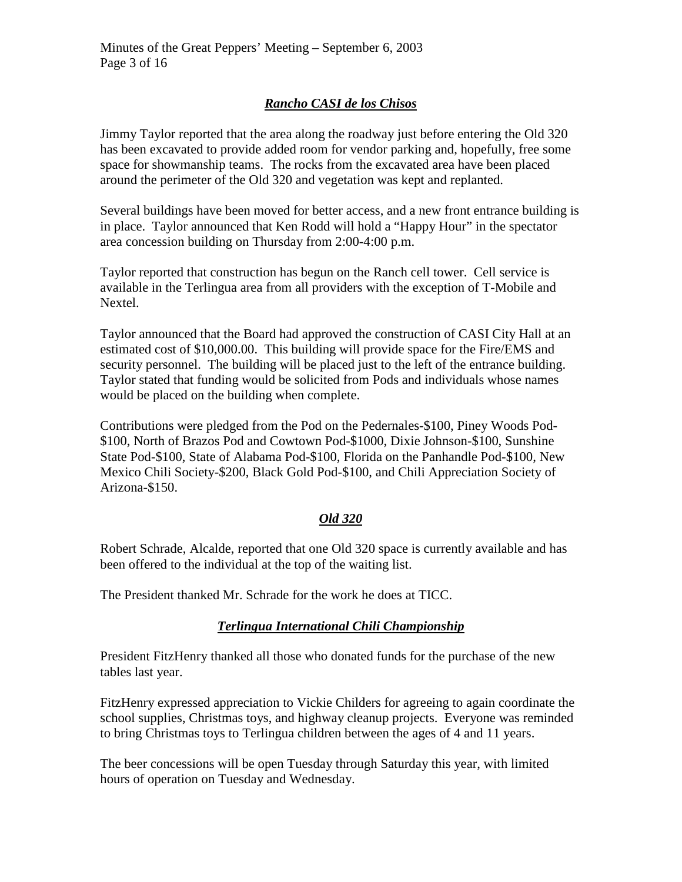## ***Rancho CASI de los Chisos***

Jimmy Taylor reported that the area along the roadway just before entering the Old 320 has been excavated to provide added room for vendor parking and, hopefully, free some space for showmanship teams. The rocks from the excavated area have been placed around the perimeter of the Old 320 and vegetation was kept and replanted.

Several buildings have been moved for better access, and a new front entrance building is in place. Taylor announced that Ken Rodd will hold a "Happy Hour" in the spectator area concession building on Thursday from 2:00-4:00 p.m.

Taylor reported that construction has begun on the Ranch cell tower. Cell service is available in the Terlingua area from all providers with the exception of T-Mobile and Nextel.

Taylor announced that the Board had approved the construction of CASI City Hall at an estimated cost of $10,000.00. This building will provide space for the Fire/EMS and security personnel. The building will be placed just to the left of the entrance building. Taylor stated that funding would be solicited from Pods and individuals whose names would be placed on the building when complete.

Contributions were pledged from the Pod on the Pedernales-$100, Piney Woods Pod-$100, North of Brazos Pod and Cowtown Pod-$1000, Dixie Johnson-$100, Sunshine State Pod-$100, State of Alabama Pod-$100, Florida on the Panhandle Pod-$100, New Mexico Chili Society-$200, Black Gold Pod-$100, and Chili Appreciation Society of Arizona-$150.

## ***Old 320***

Robert Schrade, Alcalde, reported that one Old 320 space is currently available and has been offered to the individual at the top of the waiting list.

The President thanked Mr. Schrade for the work he does at TICC.

## ***Terlingua International Chili Championship***

President FitzHenry thanked all those who donated funds for the purchase of the new tables last year.

FitzHenry expressed appreciation to Vickie Childers for agreeing to again coordinate the school supplies, Christmas toys, and highway cleanup projects. Everyone was reminded to bring Christmas toys to Terlingua children between the ages of 4 and 11 years.

The beer concessions will be open Tuesday through Saturday this year, with limited hours of operation on Tuesday and Wednesday.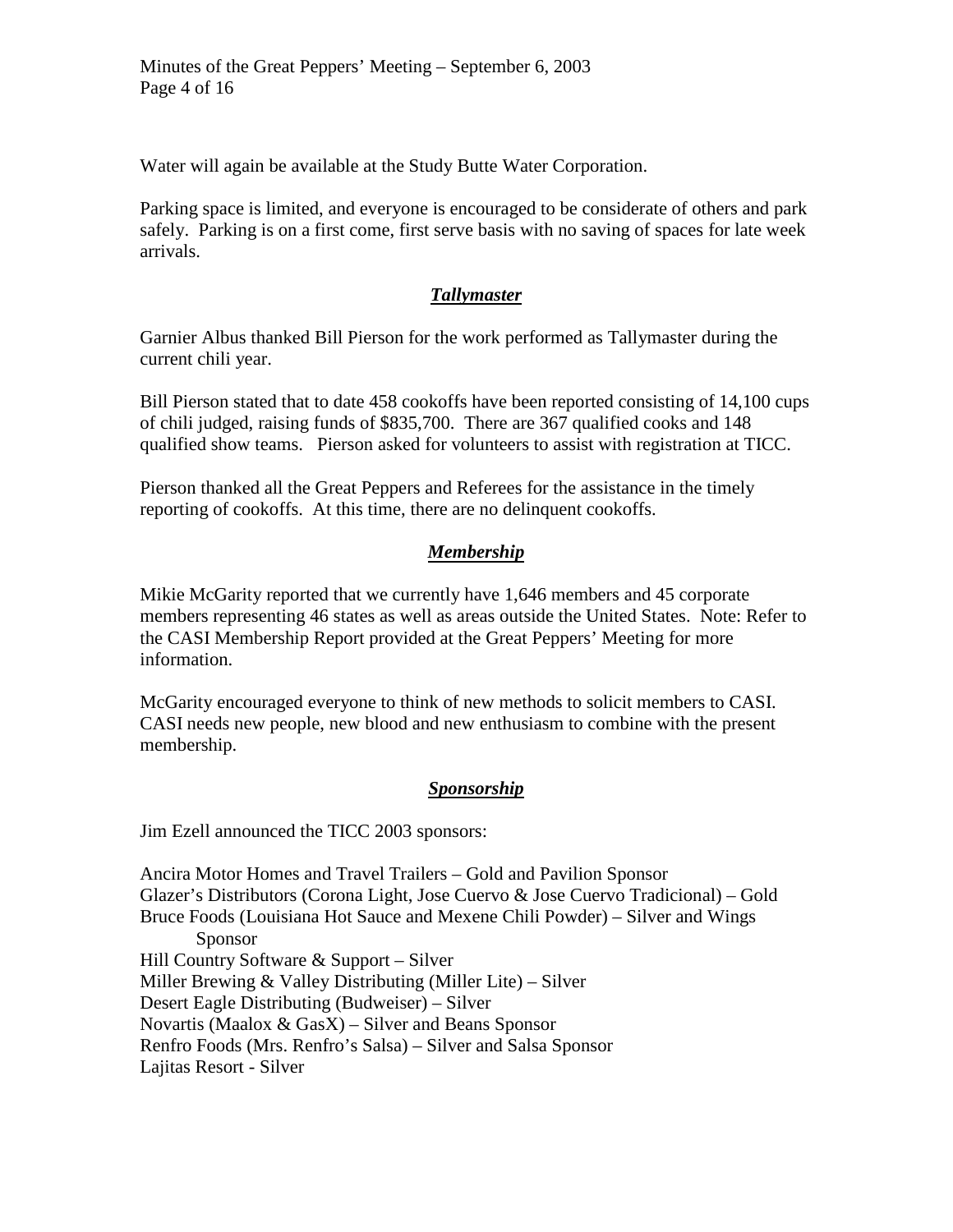Water will again be available at the Study Butte Water Corporation.

Parking space is limited, and everyone is encouraged to be considerate of others and park safely. Parking is on a first come, first serve basis with no saving of spaces for late week arrivals.

## ***Tallymaster***

Garnier Albus thanked Bill Pierson for the work performed as Tallymaster during the current chili year.

Bill Pierson stated that to date 458 cookoffs have been reported consisting of 14,100 cups of chili judged, raising funds of $835,700. There are 367 qualified cooks and 148 qualified show teams. Pierson asked for volunteers to assist with registration at TICC.

Pierson thanked all the Great Peppers and Referees for the assistance in the timely reporting of cookoffs. At this time, there are no delinquent cookoffs.

## ***Membership***

Mikie McGarity reported that we currently have 1,646 members and 45 corporate members representing 46 states as well as areas outside the United States. Note: Refer to the CASI Membership Report provided at the Great Peppers' Meeting for more information.

McGarity encouraged everyone to think of new methods to solicit members to CASI. CASI needs new people, new blood and new enthusiasm to combine with the present membership.

## ***Sponsorship***

Jim Ezell announced the TICC 2003 sponsors:

Ancira Motor Homes and Travel Trailers – Gold and Pavilion Sponsor
Glazer's Distributors (Corona Light, Jose Cuervo & Jose Cuervo Tradicional) – Gold
Bruce Foods (Louisiana Hot Sauce and Mexene Chili Powder) – Silver and Wings Sponsor
Hill Country Software & Support – Silver
Miller Brewing & Valley Distributing (Miller Lite) – Silver
Desert Eagle Distributing (Budweiser) – Silver
Novartis (Maalox & GasX) – Silver and Beans Sponsor
Renfro Foods (Mrs. Renfro's Salsa) – Silver and Salsa Sponsor
Lajitas Resort - Silver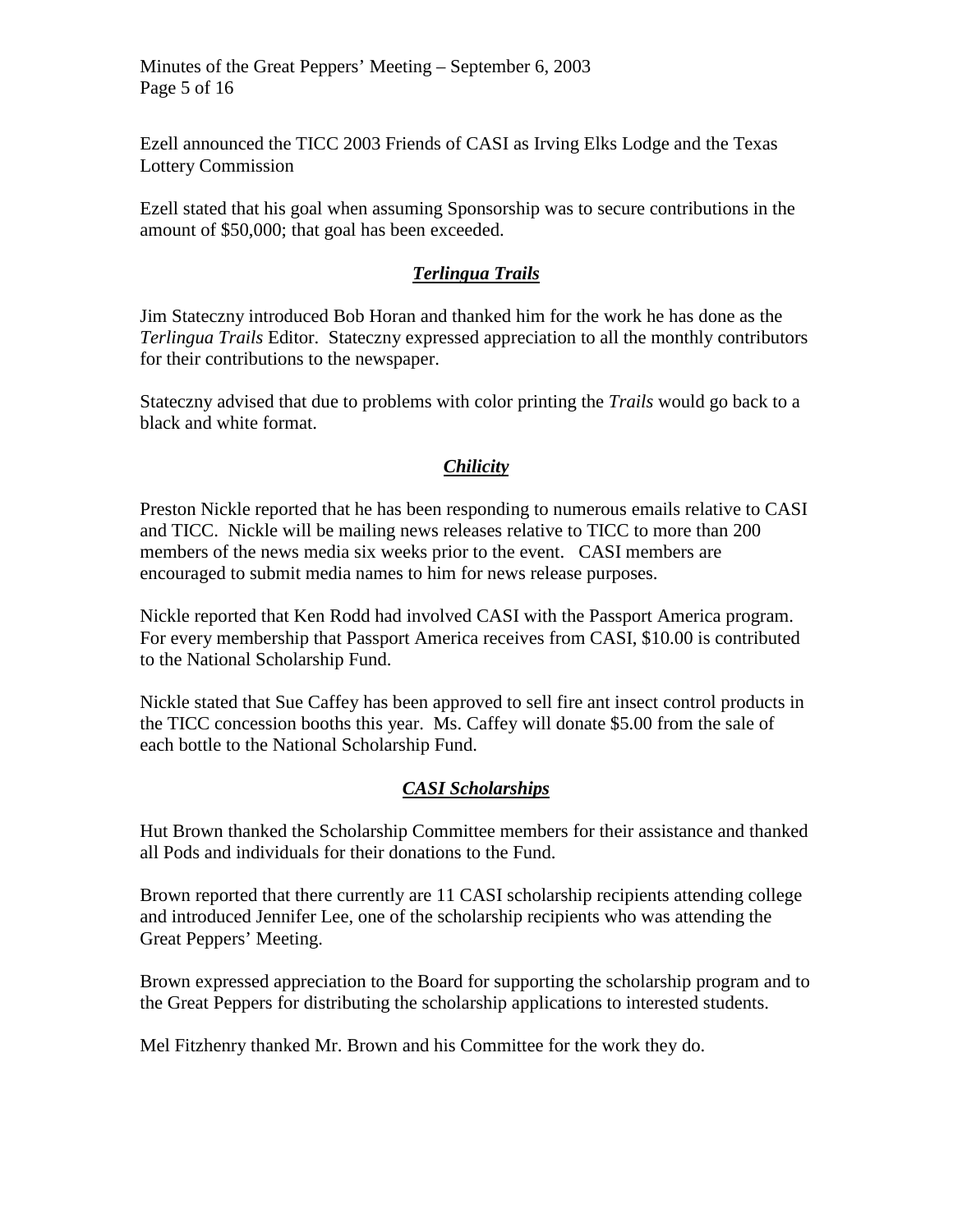Ezell announced the TICC 2003 Friends of CASI as Irving Elks Lodge and the Texas Lottery Commission

Ezell stated that his goal when assuming Sponsorship was to secure contributions in the amount of $50,000; that goal has been exceeded.

## ***Terlingua Trails***

Jim Stateczny introduced Bob Horan and thanked him for the work he has done as the *Terlingua Trails* Editor. Stateczny expressed appreciation to all the monthly contributors for their contributions to the newspaper.

Stateczny advised that due to problems with color printing the *Trails* would go back to a black and white format.

## ***Chilicity***

Preston Nickle reported that he has been responding to numerous emails relative to CASI and TICC. Nickle will be mailing news releases relative to TICC to more than 200 members of the news media six weeks prior to the event. CASI members are encouraged to submit media names to him for news release purposes.

Nickle reported that Ken Rodd had involved CASI with the Passport America program. For every membership that Passport America receives from CASI, $10.00 is contributed to the National Scholarship Fund.

Nickle stated that Sue Caffey has been approved to sell fire ant insect control products in the TICC concession booths this year. Ms. Caffey will donate $5.00 from the sale of each bottle to the National Scholarship Fund.

## ***CASI Scholarships***

Hut Brown thanked the Scholarship Committee members for their assistance and thanked all Pods and individuals for their donations to the Fund.

Brown reported that there currently are 11 CASI scholarship recipients attending college and introduced Jennifer Lee, one of the scholarship recipients who was attending the Great Peppers' Meeting.

Brown expressed appreciation to the Board for supporting the scholarship program and to the Great Peppers for distributing the scholarship applications to interested students.

Mel Fitzhenry thanked Mr. Brown and his Committee for the work they do.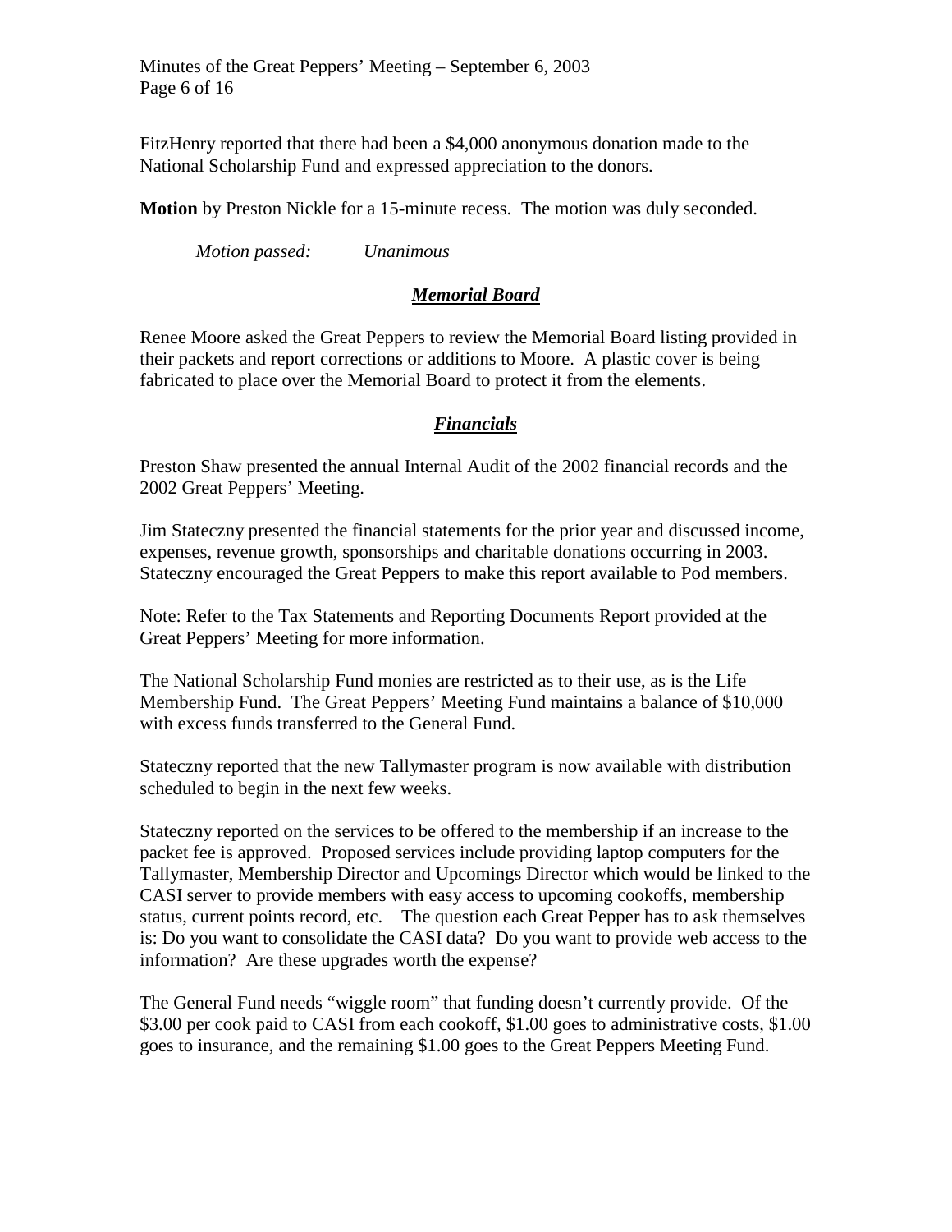FitzHenry reported that there had been a $4,000 anonymous donation made to the National Scholarship Fund and expressed appreciation to the donors.

**Motion** by Preston Nickle for a 15-minute recess. The motion was duly seconded.

*Motion passed: Unanimous*

## ***Memorial Board***

Renee Moore asked the Great Peppers to review the Memorial Board listing provided in their packets and report corrections or additions to Moore. A plastic cover is being fabricated to place over the Memorial Board to protect it from the elements.

## ***Financials***

Preston Shaw presented the annual Internal Audit of the 2002 financial records and the 2002 Great Peppers' Meeting.

Jim Stateczny presented the financial statements for the prior year and discussed income, expenses, revenue growth, sponsorships and charitable donations occurring in 2003. Stateczny encouraged the Great Peppers to make this report available to Pod members.

Note: Refer to the Tax Statements and Reporting Documents Report provided at the Great Peppers' Meeting for more information.

The National Scholarship Fund monies are restricted as to their use, as is the Life Membership Fund. The Great Peppers' Meeting Fund maintains a balance of $10,000 with excess funds transferred to the General Fund.

Stateczny reported that the new Tallymaster program is now available with distribution scheduled to begin in the next few weeks.

Stateczny reported on the services to be offered to the membership if an increase to the packet fee is approved. Proposed services include providing laptop computers for the Tallymaster, Membership Director and Upcomings Director which would be linked to the CASI server to provide members with easy access to upcoming cookoffs, membership status, current points record, etc. The question each Great Pepper has to ask themselves is: Do you want to consolidate the CASI data? Do you want to provide web access to the information? Are these upgrades worth the expense?

The General Fund needs "wiggle room" that funding doesn't currently provide. Of the $3.00 per cook paid to CASI from each cookoff, $1.00 goes to administrative costs, $1.00 goes to insurance, and the remaining $1.00 goes to the Great Peppers Meeting Fund.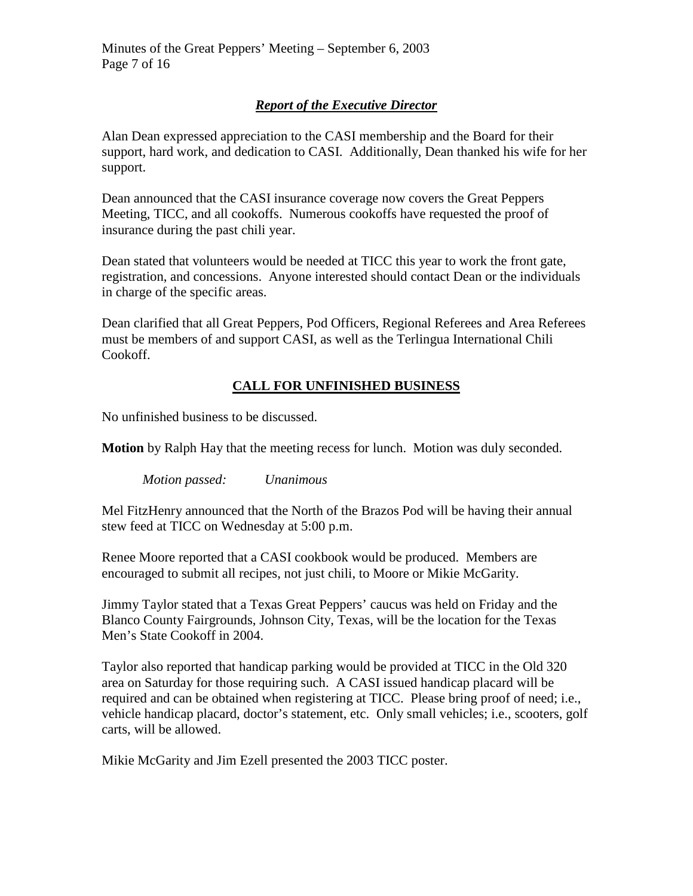## ***Report of the Executive Director***

Alan Dean expressed appreciation to the CASI membership and the Board for their support, hard work, and dedication to CASI. Additionally, Dean thanked his wife for her support.

Dean announced that the CASI insurance coverage now covers the Great Peppers Meeting, TICC, and all cookoffs. Numerous cookoffs have requested the proof of insurance during the past chili year.

Dean stated that volunteers would be needed at TICC this year to work the front gate, registration, and concessions. Anyone interested should contact Dean or the individuals in charge of the specific areas.

Dean clarified that all Great Peppers, Pod Officers, Regional Referees and Area Referees must be members of and support CASI, as well as the Terlingua International Chili Cookoff.

## **CALL FOR UNFINISHED BUSINESS**

No unfinished business to be discussed.

**Motion** by Ralph Hay that the meeting recess for lunch. Motion was duly seconded.

*Motion passed: Unanimous*

Mel FitzHenry announced that the North of the Brazos Pod will be having their annual stew feed at TICC on Wednesday at 5:00 p.m.

Renee Moore reported that a CASI cookbook would be produced. Members are encouraged to submit all recipes, not just chili, to Moore or Mikie McGarity.

Jimmy Taylor stated that a Texas Great Peppers' caucus was held on Friday and the Blanco County Fairgrounds, Johnson City, Texas, will be the location for the Texas Men's State Cookoff in 2004.

Taylor also reported that handicap parking would be provided at TICC in the Old 320 area on Saturday for those requiring such. A CASI issued handicap placard will be required and can be obtained when registering at TICC. Please bring proof of need; i.e., vehicle handicap placard, doctor's statement, etc. Only small vehicles; i.e., scooters, golf carts, will be allowed.

Mikie McGarity and Jim Ezell presented the 2003 TICC poster.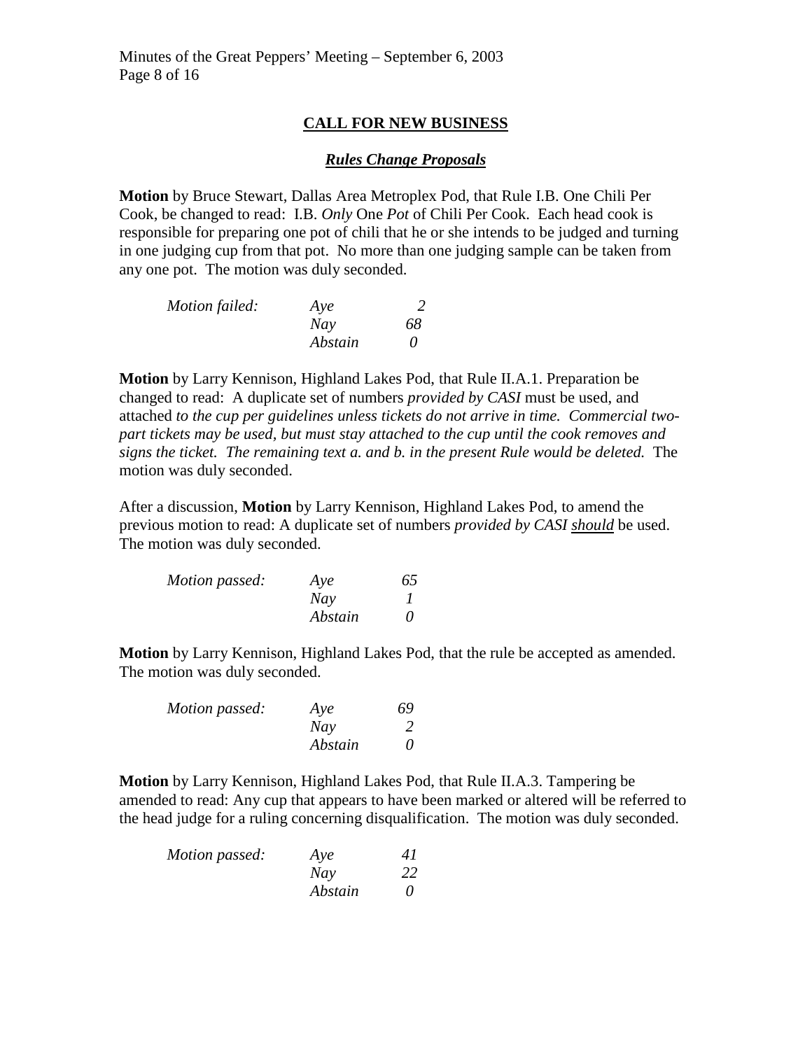## CALL FOR NEW BUSINESS

### ***Rules Change Proposals***

**Motion** by Bruce Stewart, Dallas Area Metroplex Pod, that Rule I.B. One Chili Per Cook, be changed to read: I.B. *Only* One *Pot* of Chili Per Cook. Each head cook is responsible for preparing one pot of chili that he or she intends to be judged and turning in one judging cup from that pot. No more than one judging sample can be taken from any one pot. The motion was duly seconded.

| *Motion failed:* | *Aye* | *2* |
|---|---|---|
| | *Nay* | *68* |
| | *Abstain* | *0* |

**Motion** by Larry Kennison, Highland Lakes Pod, that Rule II.A.1. Preparation be changed to read: A duplicate set of numbers *provided by CASI* must be used, and attached *to the cup per guidelines unless tickets do not arrive in time. Commercial two-part tickets may be used, but must stay attached to the cup until the cook removes and signs the ticket. The remaining text a. and b. in the present Rule would be deleted.* The motion was duly seconded.

After a discussion, **Motion** by Larry Kennison, Highland Lakes Pod, to amend the previous motion to read: A duplicate set of numbers *provided by CASI* ***<u>should</u>*** be used. The motion was duly seconded.

| *Motion passed:* | *Aye* | *65* |
|---|---|---|
| | *Nay* | *1* |
| | *Abstain* | *0* |

**Motion** by Larry Kennison, Highland Lakes Pod, that the rule be accepted as amended. The motion was duly seconded.

| *Motion passed:* | *Aye* | *69* |
|---|---|---|
| | *Nay* | *2* |
| | *Abstain* | *0* |

**Motion** by Larry Kennison, Highland Lakes Pod, that Rule II.A.3. Tampering be amended to read: Any cup that appears to have been marked or altered will be referred to the head judge for a ruling concerning disqualification. The motion was duly seconded.

| *Motion passed:* | *Aye* | *41* |
|---|---|---|
| | *Nay* | *22* |
| | *Abstain* | *0* |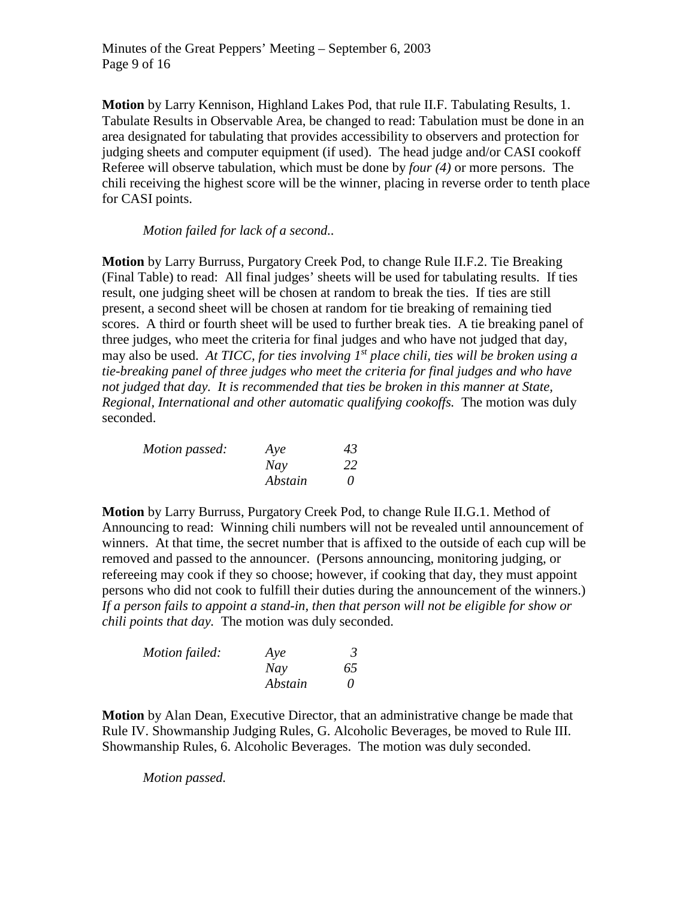**Motion** by Larry Kennison, Highland Lakes Pod, that rule II.F. Tabulating Results, 1. Tabulate Results in Observable Area, be changed to read: Tabulation must be done in an area designated for tabulating that provides accessibility to observers and protection for judging sheets and computer equipment (if used). The head judge and/or CASI cookoff Referee will observe tabulation, which must be done by *four (4)* or more persons. The chili receiving the highest score will be the winner, placing in reverse order to tenth place for CASI points.

*Motion failed for lack of a second..*

**Motion** by Larry Burruss, Purgatory Creek Pod, to change Rule II.F.2. Tie Breaking (Final Table) to read: All final judges' sheets will be used for tabulating results. If ties result, one judging sheet will be chosen at random to break the ties. If ties are still present, a second sheet will be chosen at random for tie breaking of remaining tied scores. A third or fourth sheet will be used to further break ties. A tie breaking panel of three judges, who meet the criteria for final judges and who have not judged that day, may also be used. *At TICC, for ties involving 1st place chili, ties will be broken using a tie-breaking panel of three judges who meet the criteria for final judges and who have not judged that day. It is recommended that ties be broken in this manner at State, Regional, International and other automatic qualifying cookoffs.* The motion was duly seconded.

| *Motion passed:* | *Aye* | *43* |
|---|---|---|
| | *Nay* | *22* |
| | *Abstain* | *0* |

**Motion** by Larry Burruss, Purgatory Creek Pod, to change Rule II.G.1. Method of Announcing to read: Winning chili numbers will not be revealed until announcement of winners. At that time, the secret number that is affixed to the outside of each cup will be removed and passed to the announcer. (Persons announcing, monitoring judging, or refereeing may cook if they so choose; however, if cooking that day, they must appoint persons who did not cook to fulfill their duties during the announcement of the winners.) *If a person fails to appoint a stand-in, then that person will not be eligible for show or chili points that day.* The motion was duly seconded.

| *Motion failed:* | *Aye* | *3* |
|---|---|---|
| | *Nay* | *65* |
| | *Abstain* | *0* |

**Motion** by Alan Dean, Executive Director, that an administrative change be made that Rule IV. Showmanship Judging Rules, G. Alcoholic Beverages, be moved to Rule III. Showmanship Rules, 6. Alcoholic Beverages. The motion was duly seconded.

*Motion passed.*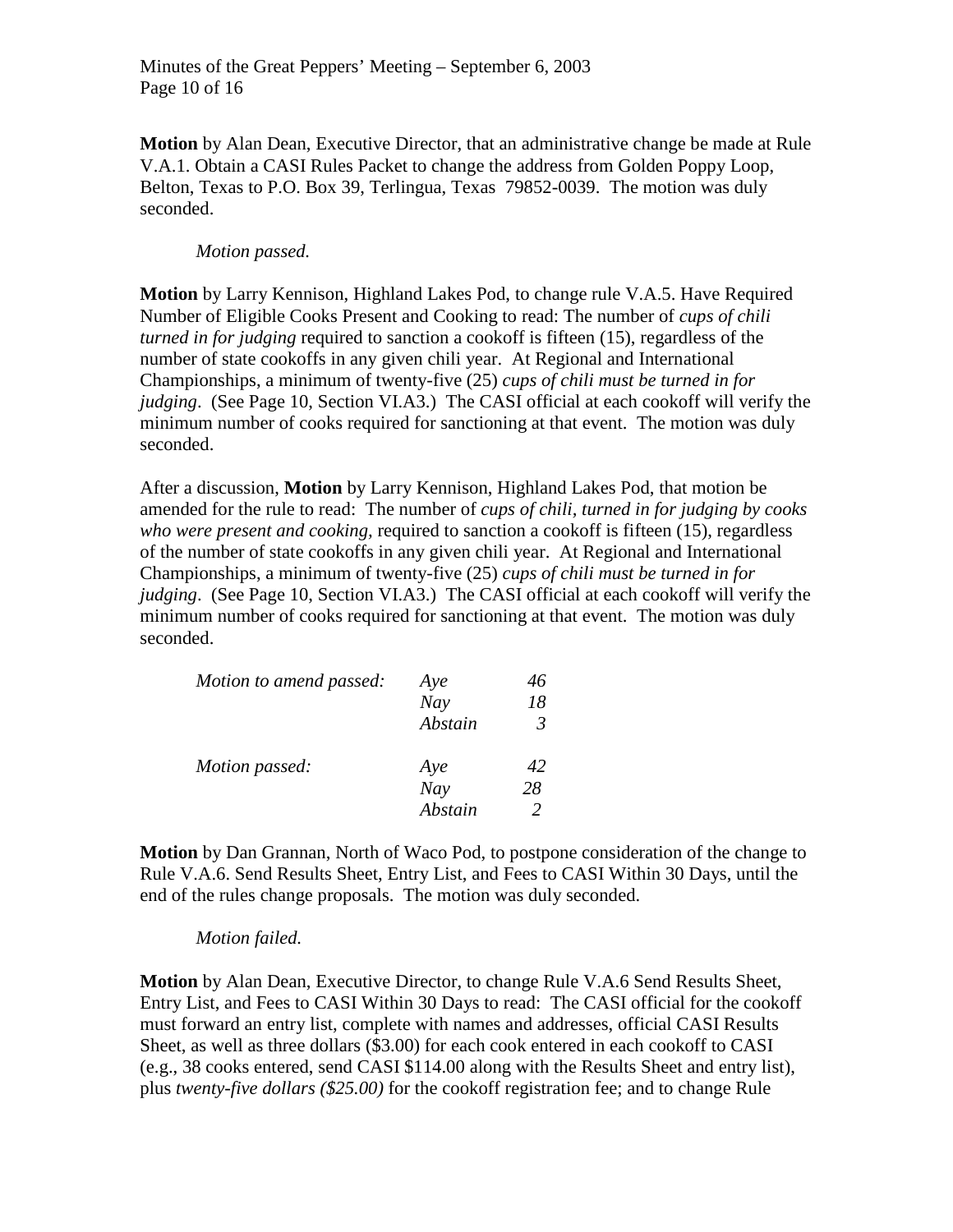**Motion** by Alan Dean, Executive Director, that an administrative change be made at Rule V.A.1. Obtain a CASI Rules Packet to change the address from Golden Poppy Loop, Belton, Texas to P.O. Box 39, Terlingua, Texas 79852-0039. The motion was duly seconded.

*Motion passed.*

**Motion** by Larry Kennison, Highland Lakes Pod, to change rule V.A.5. Have Required Number of Eligible Cooks Present and Cooking to read: The number of *cups of chili turned in for judging* required to sanction a cookoff is fifteen (15), regardless of the number of state cookoffs in any given chili year. At Regional and International Championships, a minimum of twenty-five (25) *cups of chili must be turned in for judging*. (See Page 10, Section VI.A3.) The CASI official at each cookoff will verify the minimum number of cooks required for sanctioning at that event. The motion was duly seconded.

After a discussion, **Motion** by Larry Kennison, Highland Lakes Pod, that motion be amended for the rule to read: The number of *cups of chili, turned in for judging by cooks who were present and cooking,* required to sanction a cookoff is fifteen (15), regardless of the number of state cookoffs in any given chili year. At Regional and International Championships, a minimum of twenty-five (25) *cups of chili must be turned in for judging*. (See Page 10, Section VI.A3.) The CASI official at each cookoff will verify the minimum number of cooks required for sanctioning at that event. The motion was duly seconded.

| | | |
|---|---|---|
| *Motion to amend passed:* | *Aye* | *46* |
| | *Nay* | *18* |
| | *Abstain* | *3* |
| *Motion passed:* | *Aye* | *42* |
| | *Nay* | *28* |
| | *Abstain* | *2* |

**Motion** by Dan Grannan, North of Waco Pod, to postpone consideration of the change to Rule V.A.6. Send Results Sheet, Entry List, and Fees to CASI Within 30 Days, until the end of the rules change proposals. The motion was duly seconded.

*Motion failed.*

**Motion** by Alan Dean, Executive Director, to change Rule V.A.6 Send Results Sheet, Entry List, and Fees to CASI Within 30 Days to read: The CASI official for the cookoff must forward an entry list, complete with names and addresses, official CASI Results Sheet, as well as three dollars ($3.00) for each cook entered in each cookoff to CASI (e.g., 38 cooks entered, send CASI $114.00 along with the Results Sheet and entry list), plus *twenty-five dollars ($25.00)* for the cookoff registration fee; and to change Rule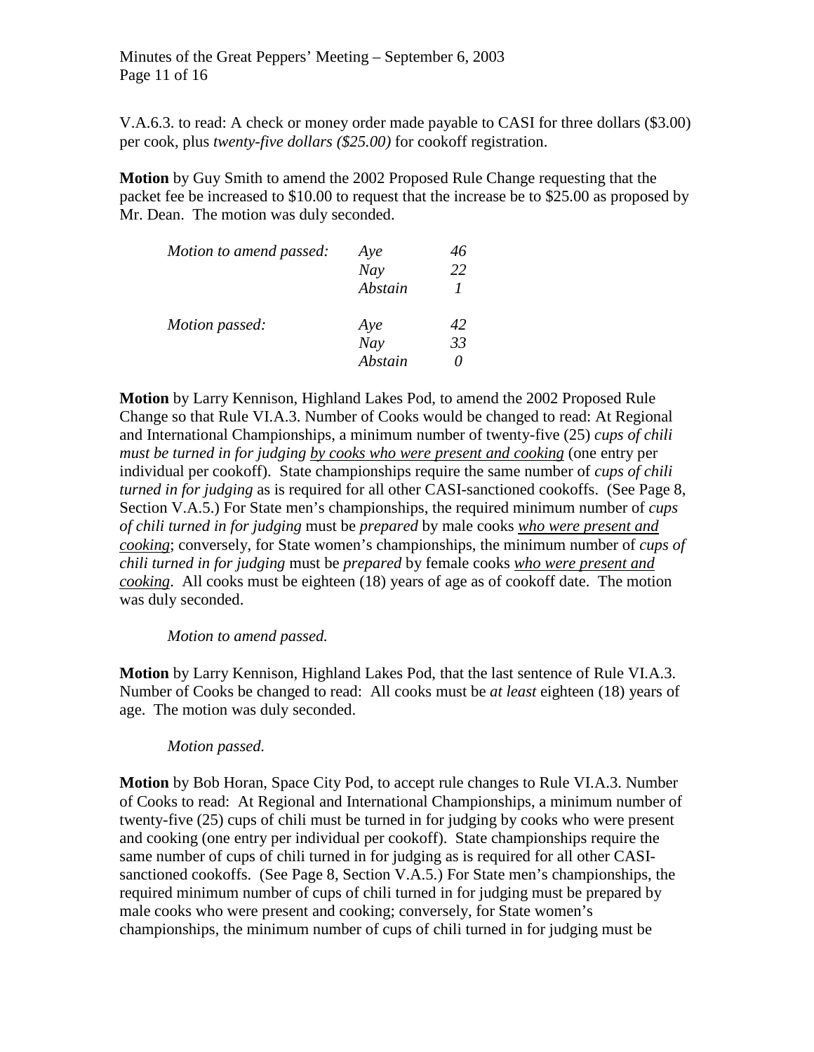V.A.6.3. to read: A check or money order made payable to CASI for three dollars ($3.00) per cook, plus *twenty-five dollars ($25.00)* for cookoff registration.

**Motion** by Guy Smith to amend the 2002 Proposed Rule Change requesting that the packet fee be increased to $10.00 to request that the increase be to $25.00 as proposed by Mr. Dean. The motion was duly seconded.

| | | |
|---|---|---|
| *Motion to amend passed:* | *Aye* | *46* |
| | *Nay* | *22* |
| | *Abstain* | *1* |
| *Motion passed:* | *Aye* | *42* |
| | *Nay* | *33* |
| | *Abstain* | *0* |

**Motion** by Larry Kennison, Highland Lakes Pod, to amend the 2002 Proposed Rule Change so that Rule VI.A.3. Number of Cooks would be changed to read: At Regional and International Championships, a minimum number of twenty-five (25) *cups of chili must be turned in for judging <u>by cooks who were present and cooking</u>* (one entry per individual per cookoff). State championships require the same number of *cups of chili turned in for judging* as is required for all other CASI-sanctioned cookoffs. (See Page 8, Section V.A.5.) For State men's championships, the required minimum number of *cups of chili turned in for judging* must be *prepared* by male cooks *<u>who were present and cooking</u>*; conversely, for State women's championships, the minimum number of *cups of chili turned in for judging* must be *prepared* by female cooks *<u>who were present and cooking</u>*. All cooks must be eighteen (18) years of age as of cookoff date. The motion was duly seconded.

*Motion to amend passed.*

**Motion** by Larry Kennison, Highland Lakes Pod, that the last sentence of Rule VI.A.3. Number of Cooks be changed to read: All cooks must be *at least* eighteen (18) years of age. The motion was duly seconded.

*Motion passed.*

**Motion** by Bob Horan, Space City Pod, to accept rule changes to Rule VI.A.3. Number of Cooks to read: At Regional and International Championships, a minimum number of twenty-five (25) cups of chili must be turned in for judging by cooks who were present and cooking (one entry per individual per cookoff). State championships require the same number of cups of chili turned in for judging as is required for all other CASI-sanctioned cookoffs. (See Page 8, Section V.A.5.) For State men's championships, the required minimum number of cups of chili turned in for judging must be prepared by male cooks who were present and cooking; conversely, for State women's championships, the minimum number of cups of chili turned in for judging must be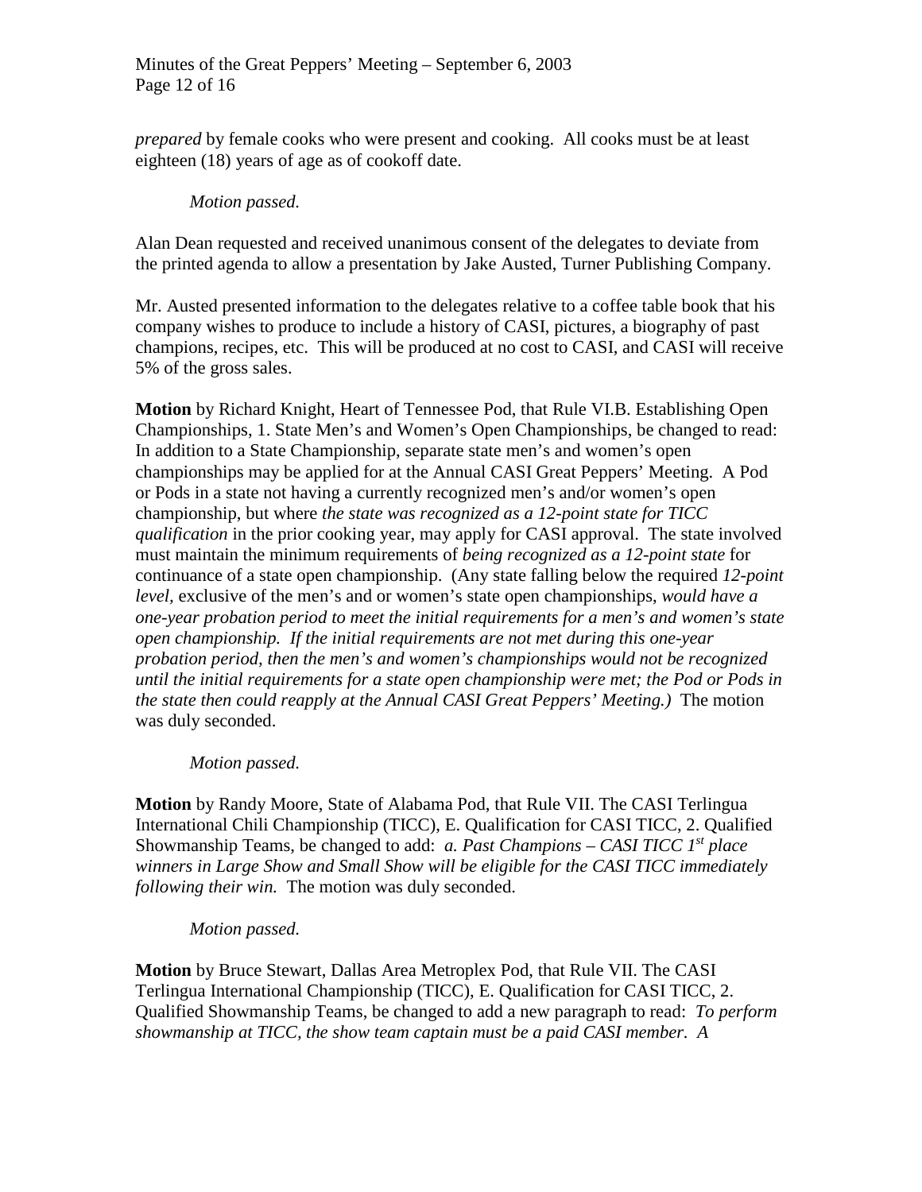*prepared* by female cooks who were present and cooking. All cooks must be at least eighteen (18) years of age as of cookoff date.

*Motion passed.*

Alan Dean requested and received unanimous consent of the delegates to deviate from the printed agenda to allow a presentation by Jake Austed, Turner Publishing Company.

Mr. Austed presented information to the delegates relative to a coffee table book that his company wishes to produce to include a history of CASI, pictures, a biography of past champions, recipes, etc. This will be produced at no cost to CASI, and CASI will receive 5% of the gross sales.

**Motion** by Richard Knight, Heart of Tennessee Pod, that Rule VI.B. Establishing Open Championships, 1. State Men's and Women's Open Championships, be changed to read: In addition to a State Championship, separate state men's and women's open championships may be applied for at the Annual CASI Great Peppers' Meeting. A Pod or Pods in a state not having a currently recognized men's and/or women's open championship, but where *the state was recognized as a 12-point state for TICC qualification* in the prior cooking year, may apply for CASI approval. The state involved must maintain the minimum requirements of *being recognized as a 12-point state* for continuance of a state open championship. (Any state falling below the required *12-point level,* exclusive of the men's and or women's state open championships, *would have a one-year probation period to meet the initial requirements for a men's and women's state open championship. If the initial requirements are not met during this one-year probation period, then the men's and women's championships would not be recognized until the initial requirements for a state open championship were met; the Pod or Pods in the state then could reapply at the Annual CASI Great Peppers' Meeting.)* The motion was duly seconded.

*Motion passed.*

**Motion** by Randy Moore, State of Alabama Pod, that Rule VII. The CASI Terlingua International Chili Championship (TICC), E. Qualification for CASI TICC, 2. Qualified Showmanship Teams, be changed to add: *a. Past Champions – CASI TICC 1st place winners in Large Show and Small Show will be eligible for the CASI TICC immediately following their win.* The motion was duly seconded.

*Motion passed.*

**Motion** by Bruce Stewart, Dallas Area Metroplex Pod, that Rule VII. The CASI Terlingua International Championship (TICC), E. Qualification for CASI TICC, 2. Qualified Showmanship Teams, be changed to add a new paragraph to read: *To perform showmanship at TICC, the show team captain must be a paid CASI member. A*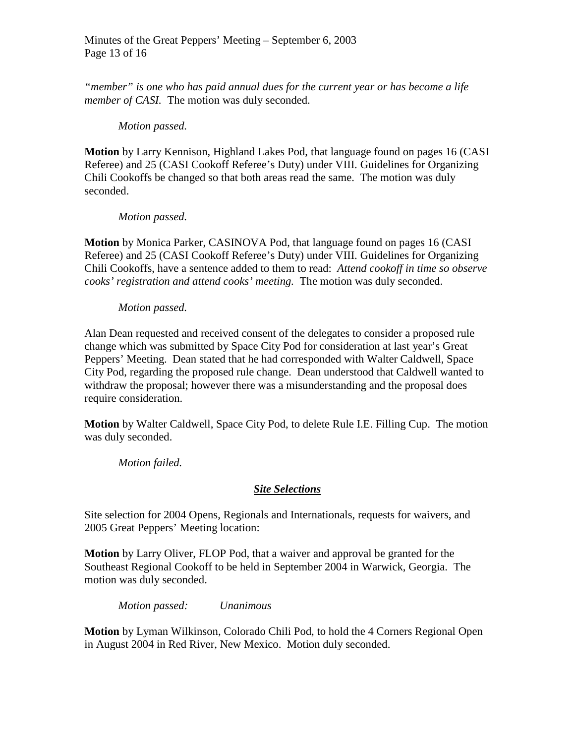*"member" is one who has paid annual dues for the current year or has become a life member of CASI.* The motion was duly seconded.

*Motion passed.*

**Motion** by Larry Kennison, Highland Lakes Pod, that language found on pages 16 (CASI Referee) and 25 (CASI Cookoff Referee's Duty) under VIII. Guidelines for Organizing Chili Cookoffs be changed so that both areas read the same. The motion was duly seconded.

*Motion passed.*

**Motion** by Monica Parker, CASINOVA Pod, that language found on pages 16 (CASI Referee) and 25 (CASI Cookoff Referee's Duty) under VIII. Guidelines for Organizing Chili Cookoffs, have a sentence added to them to read: *Attend cookoff in time so observe cooks' registration and attend cooks' meeting.* The motion was duly seconded.

*Motion passed.*

Alan Dean requested and received consent of the delegates to consider a proposed rule change which was submitted by Space City Pod for consideration at last year's Great Peppers' Meeting. Dean stated that he had corresponded with Walter Caldwell, Space City Pod, regarding the proposed rule change. Dean understood that Caldwell wanted to withdraw the proposal; however there was a misunderstanding and the proposal does require consideration.

**Motion** by Walter Caldwell, Space City Pod, to delete Rule I.E. Filling Cup. The motion was duly seconded.

*Motion failed.*

## ***Site Selections***

Site selection for 2004 Opens, Regionals and Internationals, requests for waivers, and 2005 Great Peppers' Meeting location:

**Motion** by Larry Oliver, FLOP Pod, that a waiver and approval be granted for the Southeast Regional Cookoff to be held in September 2004 in Warwick, Georgia. The motion was duly seconded.

*Motion passed: Unanimous*

**Motion** by Lyman Wilkinson, Colorado Chili Pod, to hold the 4 Corners Regional Open in August 2004 in Red River, New Mexico. Motion duly seconded.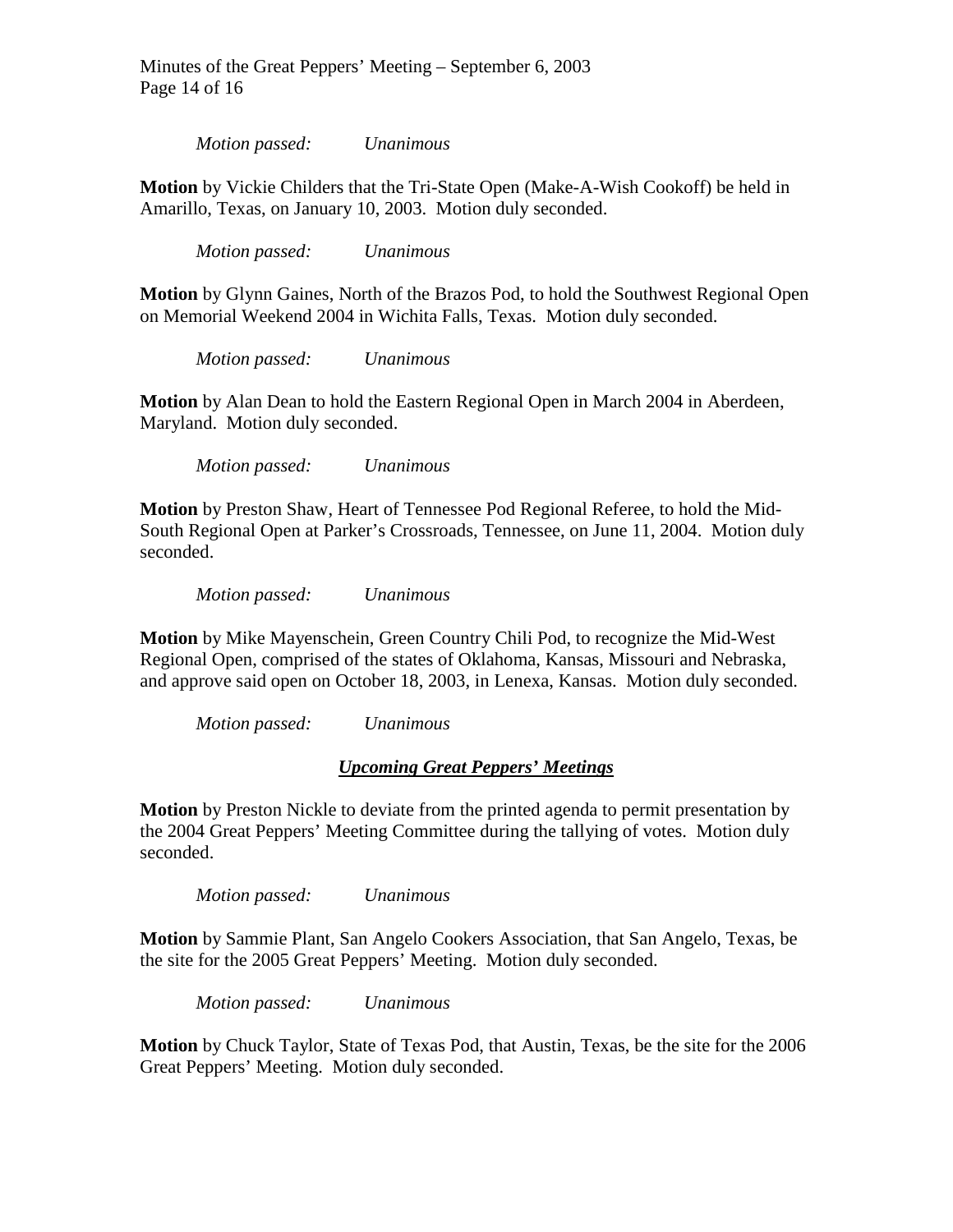*Motion passed: Unanimous*

**Motion** by Vickie Childers that the Tri-State Open (Make-A-Wish Cookoff) be held in Amarillo, Texas, on January 10, 2003. Motion duly seconded.

*Motion passed: Unanimous*

**Motion** by Glynn Gaines, North of the Brazos Pod, to hold the Southwest Regional Open on Memorial Weekend 2004 in Wichita Falls, Texas. Motion duly seconded.

*Motion passed: Unanimous*

**Motion** by Alan Dean to hold the Eastern Regional Open in March 2004 in Aberdeen, Maryland. Motion duly seconded.

*Motion passed: Unanimous*

**Motion** by Preston Shaw, Heart of Tennessee Pod Regional Referee, to hold the Mid-South Regional Open at Parker's Crossroads, Tennessee, on June 11, 2004. Motion duly seconded.

*Motion passed: Unanimous*

**Motion** by Mike Mayenschein, Green Country Chili Pod, to recognize the Mid-West Regional Open, comprised of the states of Oklahoma, Kansas, Missouri and Nebraska, and approve said open on October 18, 2003, in Lenexa, Kansas. Motion duly seconded.

*Motion passed: Unanimous*

## ***Upcoming Great Peppers' Meetings***

**Motion** by Preston Nickle to deviate from the printed agenda to permit presentation by the 2004 Great Peppers' Meeting Committee during the tallying of votes. Motion duly seconded.

*Motion passed: Unanimous*

**Motion** by Sammie Plant, San Angelo Cookers Association, that San Angelo, Texas, be the site for the 2005 Great Peppers' Meeting. Motion duly seconded.

*Motion passed: Unanimous*

**Motion** by Chuck Taylor, State of Texas Pod, that Austin, Texas, be the site for the 2006 Great Peppers' Meeting. Motion duly seconded.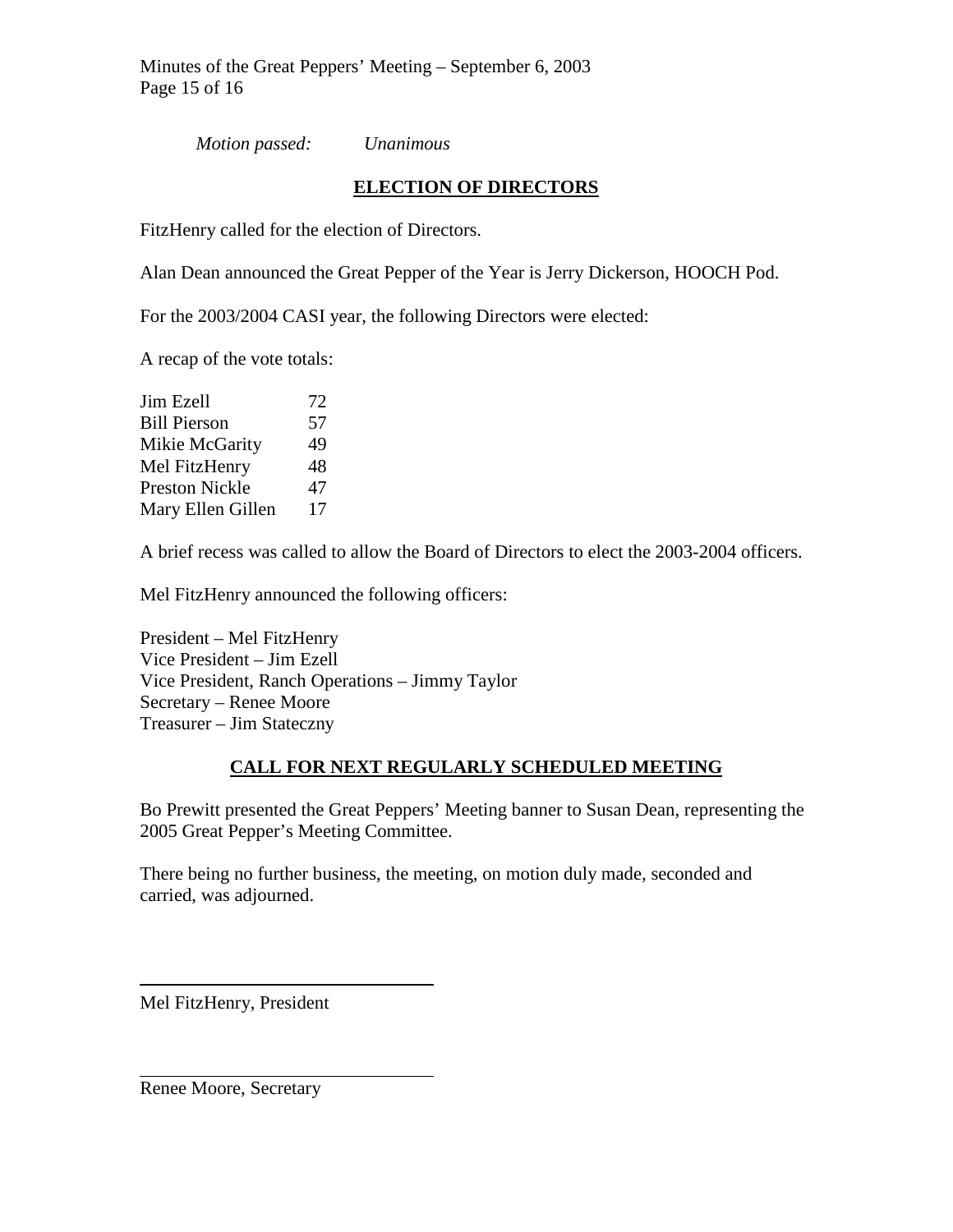*Motion passed: Unanimous*

## ELECTION OF DIRECTORS

FitzHenry called for the election of Directors.

Alan Dean announced the Great Pepper of the Year is Jerry Dickerson, HOOCH Pod.

For the 2003/2004 CASI year, the following Directors were elected:

A recap of the vote totals:

| | |
|---|---|
| Jim Ezell | 72 |
| Bill Pierson | 57 |
| Mikie McGarity | 49 |
| Mel FitzHenry | 48 |
| Preston Nickle | 47 |
| Mary Ellen Gillen | 17 |

A brief recess was called to allow the Board of Directors to elect the 2003-2004 officers.

Mel FitzHenry announced the following officers:

President – Mel FitzHenry
Vice President – Jim Ezell
Vice President, Ranch Operations – Jimmy Taylor
Secretary – Renee Moore
Treasurer – Jim Stateczny

## CALL FOR NEXT REGULARLY SCHEDULED MEETING

Bo Prewitt presented the Great Peppers' Meeting banner to Susan Dean, representing the 2005 Great Pepper's Meeting Committee.

There being no further business, the meeting, on motion duly made, seconded and carried, was adjourned.

______________________________
Mel FitzHenry, President

______________________________
Renee Moore, Secretary